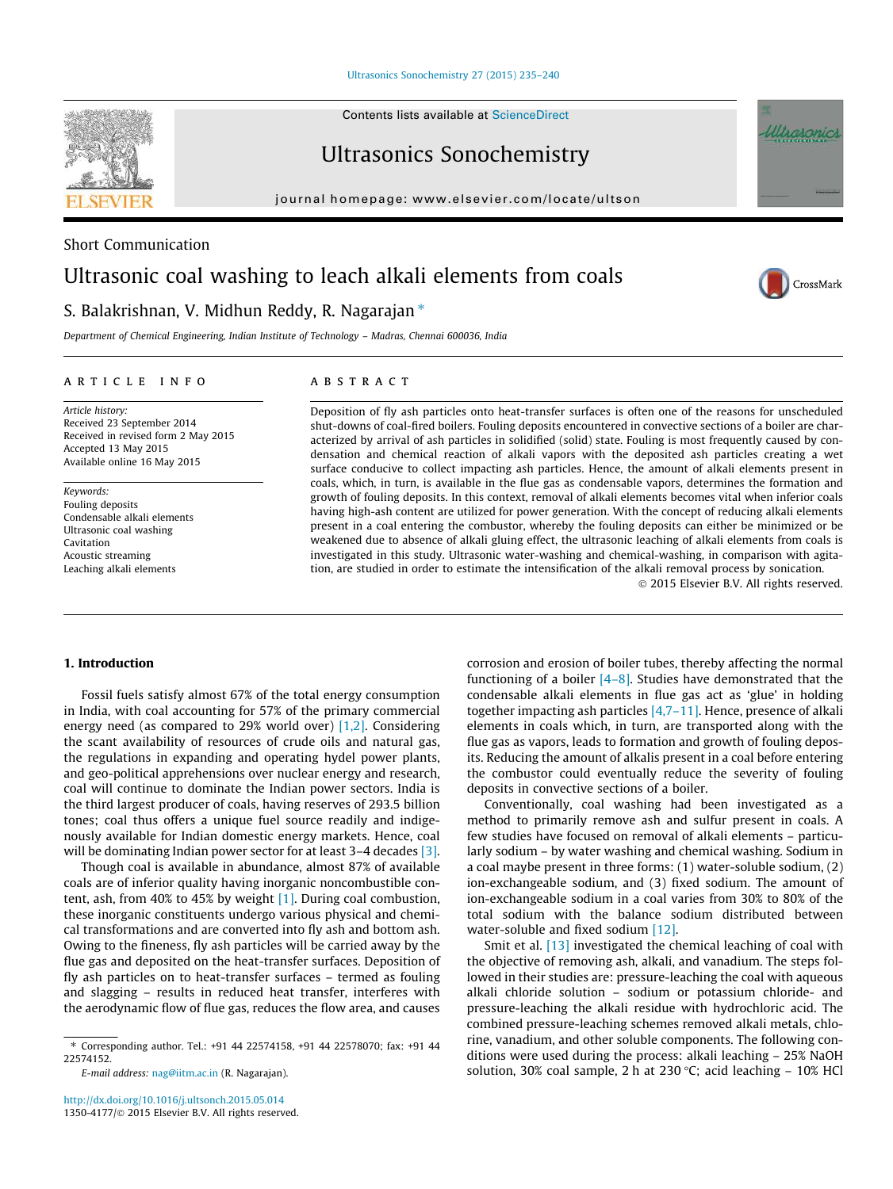Short Communication

# Ultrasonic coal washing to leach alkali elements from coals

S. Balakrishnan, V. Midhun Reddy, R. Nagarajan *

Department of Chemical Engineering, Indian Institute of Technology – Madras, Chennai 600036, India

**ARTICLE INFO**

*Article history:*
Received 23 September 2014
Received in revised form 2 May 2015
Accepted 13 May 2015
Available online 16 May 2015

*Keywords:*
Fouling deposits
Condensable alkali elements
Ultrasonic coal washing
Cavitation
Acoustic streaming
Leaching alkali elements

**ABSTRACT**

Deposition of fly ash particles onto heat-transfer surfaces is often one of the reasons for unscheduled shut-downs of coal-fired boilers. Fouling deposits encountered in convective sections of a boiler are characterized by arrival of ash particles in solidified (solid) state. Fouling is most frequently caused by condensation and chemical reaction of alkali vapors with the deposited ash particles creating a wet surface conducive to collect impacting ash particles. Hence, the amount of alkali elements present in coals, which, in turn, is available in the flue gas as condensable vapors, determines the formation and growth of fouling deposits. In this context, removal of alkali elements becomes vital when inferior coals having high-ash content are utilized for power generation. With the concept of reducing alkali elements present in a coal entering the combustor, whereby the fouling deposits can either be minimized or be weakened due to absence of alkali gluing effect, the ultrasonic leaching of alkali elements from coals is investigated in this study. Ultrasonic water-washing and chemical-washing, in comparison with agitation, are studied in order to estimate the intensification of the alkali removal process by sonication.

© 2015 Elsevier B.V. All rights reserved.

## 1. Introduction

Fossil fuels satisfy almost 67% of the total energy consumption in India, with coal accounting for 57% of the primary commercial energy need (as compared to 29% world over) [1,2]. Considering the scant availability of resources of crude oils and natural gas, the regulations in expanding and operating hydel power plants, and geo-political apprehensions over nuclear energy and research, coal will continue to dominate the Indian power sectors. India is the third largest producer of coals, having reserves of 293.5 billion tones; coal thus offers a unique fuel source readily and indigenously available for Indian domestic energy markets. Hence, coal will be dominating Indian power sector for at least 3–4 decades [3].

Though coal is available in abundance, almost 87% of available coals are of inferior quality having inorganic noncombustible content, ash, from 40% to 45% by weight [1]. During coal combustion, these inorganic constituents undergo various physical and chemical transformations and are converted into fly ash and bottom ash. Owing to the fineness, fly ash particles will be carried away by the flue gas and deposited on the heat-transfer surfaces. Deposition of fly ash particles on to heat-transfer surfaces – termed as fouling and slagging – results in reduced heat transfer, interferes with the aerodynamic flow of flue gas, reduces the flow area, and causes corrosion and erosion of boiler tubes, thereby affecting the normal functioning of a boiler [4–8]. Studies have demonstrated that the condensable alkali elements in flue gas act as 'glue' in holding together impacting ash particles [4,7–11]. Hence, presence of alkali elements in coals which, in turn, are transported along with the flue gas as vapors, leads to formation and growth of fouling deposits. Reducing the amount of alkalis present in a coal before entering the combustor could eventually reduce the severity of fouling deposits in convective sections of a boiler.

Conventionally, coal washing had been investigated as a method to primarily remove ash and sulfur present in coals. A few studies have focused on removal of alkali elements – particularly sodium – by water washing and chemical washing. Sodium in a coal maybe present in three forms: (1) water-soluble sodium, (2) ion-exchangeable sodium, and (3) fixed sodium. The amount of ion-exchangeable sodium in a coal varies from 30% to 80% of the total sodium with the balance sodium distributed between water-soluble and fixed sodium [12].

Smit et al. [13] investigated the chemical leaching of coal with the objective of removing ash, alkali, and vanadium. The steps followed in their studies are: pressure-leaching the coal with aqueous alkali chloride solution – sodium or potassium chloride- and pressure-leaching the alkali residue with hydrochloric acid. The combined pressure-leaching schemes removed alkali metals, chlorine, vanadium, and other soluble components. The following conditions were used during the process: alkali leaching – 25% NaOH solution, 30% coal sample, 2 h at 230 °C; acid leaching – 10% HCl

---

* Corresponding author. Tel.: +91 44 22574158, +91 44 22578070; fax: +91 44 22574152.
*E-mail address:* nag@iitm.ac.in (R. Nagarajan).

http://dx.doi.org/10.1016/j.ultsonch.2015.05.014
1350-4177/© 2015 Elsevier B.V. All rights reserved.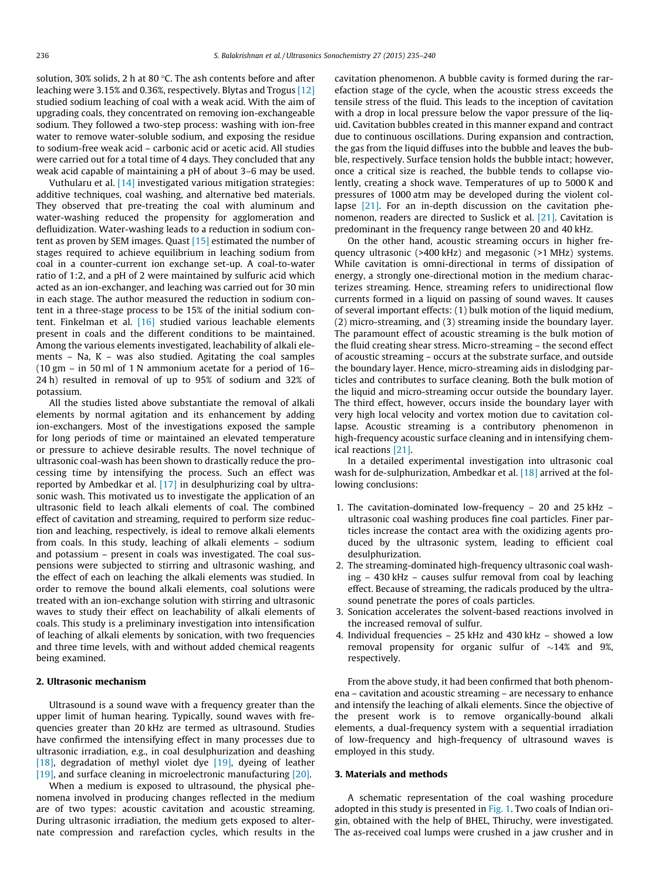solution, 30% solids, 2 h at 80 °C. The ash contents before and after leaching were 3.15% and 0.36%, respectively. Blytas and Trogus [12] studied sodium leaching of coal with a weak acid. With the aim of upgrading coals, they concentrated on removing ion-exchangeable sodium. They followed a two-step process: washing with ion-free water to remove water-soluble sodium, and exposing the residue to sodium-free weak acid – carbonic acid or acetic acid. All studies were carried out for a total time of 4 days. They concluded that any weak acid capable of maintaining a pH of about 3–6 may be used.

Vuthularu et al. [14] investigated various mitigation strategies: additive techniques, coal washing, and alternative bed materials. They observed that pre-treating the coal with aluminum and water-washing reduced the propensity for agglomeration and defluidization. Water-washing leads to a reduction in sodium content as proven by SEM images. Quast [15] estimated the number of stages required to achieve equilibrium in leaching sodium from coal in a counter-current ion exchange set-up. A coal-to-water ratio of 1:2, and a pH of 2 were maintained by sulfuric acid which acted as an ion-exchanger, and leaching was carried out for 30 min in each stage. The author measured the reduction in sodium content in a three-stage process to be 15% of the initial sodium content. Finkelman et al. [16] studied various leachable elements present in coals and the different conditions to be maintained. Among the various elements investigated, leachability of alkali elements – Na, K – was also studied. Agitating the coal samples (10 gm – in 50 ml of 1 N ammonium acetate for a period of 16–24 h) resulted in removal of up to 95% of sodium and 32% of potassium.

All the studies listed above substantiate the removal of alkali elements by normal agitation and its enhancement by adding ion-exchangers. Most of the investigations exposed the sample for long periods of time or maintained an elevated temperature or pressure to achieve desirable results. The novel technique of ultrasonic coal-wash has been shown to drastically reduce the processing time by intensifying the process. Such an effect was reported by Ambedkar et al. [17] in desulphurizing coal by ultrasonic wash. This motivated us to investigate the application of an ultrasonic field to leach alkali elements of coal. The combined effect of cavitation and streaming, required to perform size reduction and leaching, respectively, is ideal to remove alkali elements from coals. In this study, leaching of alkali elements – sodium and potassium – present in coals was investigated. The coal suspensions were subjected to stirring and ultrasonic washing, and the effect of each on leaching the alkali elements was studied. In order to remove the bound alkali elements, coal solutions were treated with an ion-exchange solution with stirring and ultrasonic waves to study their effect on leachability of alkali elements of coals. This study is a preliminary investigation into intensification of leaching of alkali elements by sonication, with two frequencies and three time levels, with and without added chemical reagents being examined.

## 2. Ultrasonic mechanism

Ultrasound is a sound wave with a frequency greater than the upper limit of human hearing. Typically, sound waves with frequencies greater than 20 kHz are termed as ultrasound. Studies have confirmed the intensifying effect in many processes due to ultrasonic irradiation, e.g., in coal desulphurization and deashing [18], degradation of methyl violet dye [19], dyeing of leather [19], and surface cleaning in microelectronic manufacturing [20].

When a medium is exposed to ultrasound, the physical phenomena involved in producing changes reflected in the medium are of two types: acoustic cavitation and acoustic streaming. During ultrasonic irradiation, the medium gets exposed to alternate compression and rarefaction cycles, which results in the cavitation phenomenon. A bubble cavity is formed during the rarefaction stage of the cycle, when the acoustic stress exceeds the tensile stress of the fluid. This leads to the inception of cavitation with a drop in local pressure below the vapor pressure of the liquid. Cavitation bubbles created in this manner expand and contract due to continuous oscillations. During expansion and contraction, the gas from the liquid diffuses into the bubble and leaves the bubble, respectively. Surface tension holds the bubble intact; however, once a critical size is reached, the bubble tends to collapse violently, creating a shock wave. Temperatures of up to 5000 K and pressures of 1000 atm may be developed during the violent collapse [21]. For an in-depth discussion on the cavitation phenomenon, readers are directed to Suslick et al. [21]. Cavitation is predominant in the frequency range between 20 and 40 kHz.

On the other hand, acoustic streaming occurs in higher frequency ultrasonic (>400 kHz) and megasonic (>1 MHz) systems. While cavitation is omni-directional in terms of dissipation of energy, a strongly one-directional motion in the medium characterizes streaming. Hence, streaming refers to unidirectional flow currents formed in a liquid on passing of sound waves. It causes of several important effects: (1) bulk motion of the liquid medium, (2) micro-streaming, and (3) streaming inside the boundary layer. The paramount effect of acoustic streaming is the bulk motion of the fluid creating shear stress. Micro-streaming – the second effect of acoustic streaming – occurs at the substrate surface, and outside the boundary layer. Hence, micro-streaming aids in dislodging particles and contributes to surface cleaning. Both the bulk motion of the liquid and micro-streaming occur outside the boundary layer. The third effect, however, occurs inside the boundary layer with very high local velocity and vortex motion due to cavitation collapse. Acoustic streaming is a contributory phenomenon in high-frequency acoustic surface cleaning and in intensifying chemical reactions [21].

In a detailed experimental investigation into ultrasonic coal wash for de-sulphurization, Ambedkar et al. [18] arrived at the following conclusions:

1. The cavitation-dominated low-frequency – 20 and 25 kHz – ultrasonic coal washing produces fine coal particles. Finer particles increase the contact area with the oxidizing agents produced by the ultrasonic system, leading to efficient coal desulphurization.
2. The streaming-dominated high-frequency ultrasonic coal washing – 430 kHz – causes sulfur removal from coal by leaching effect. Because of streaming, the radicals produced by the ultrasound penetrate the pores of coals particles.
3. Sonication accelerates the solvent-based reactions involved in the increased removal of sulfur.
4. Individual frequencies – 25 kHz and 430 kHz – showed a low removal propensity for organic sulfur of ~14% and 9%, respectively.

From the above study, it had been confirmed that both phenomena – cavitation and acoustic streaming – are necessary to enhance and intensify the leaching of alkali elements. Since the objective of the present work is to remove organically-bound alkali elements, a dual-frequency system with a sequential irradiation of low-frequency and high-frequency of ultrasound waves is employed in this study.

## 3. Materials and methods

A schematic representation of the coal washing procedure adopted in this study is presented in Fig. 1. Two coals of Indian origin, obtained with the help of BHEL, Thiruchy, were investigated. The as-received coal lumps were crushed in a jaw crusher and in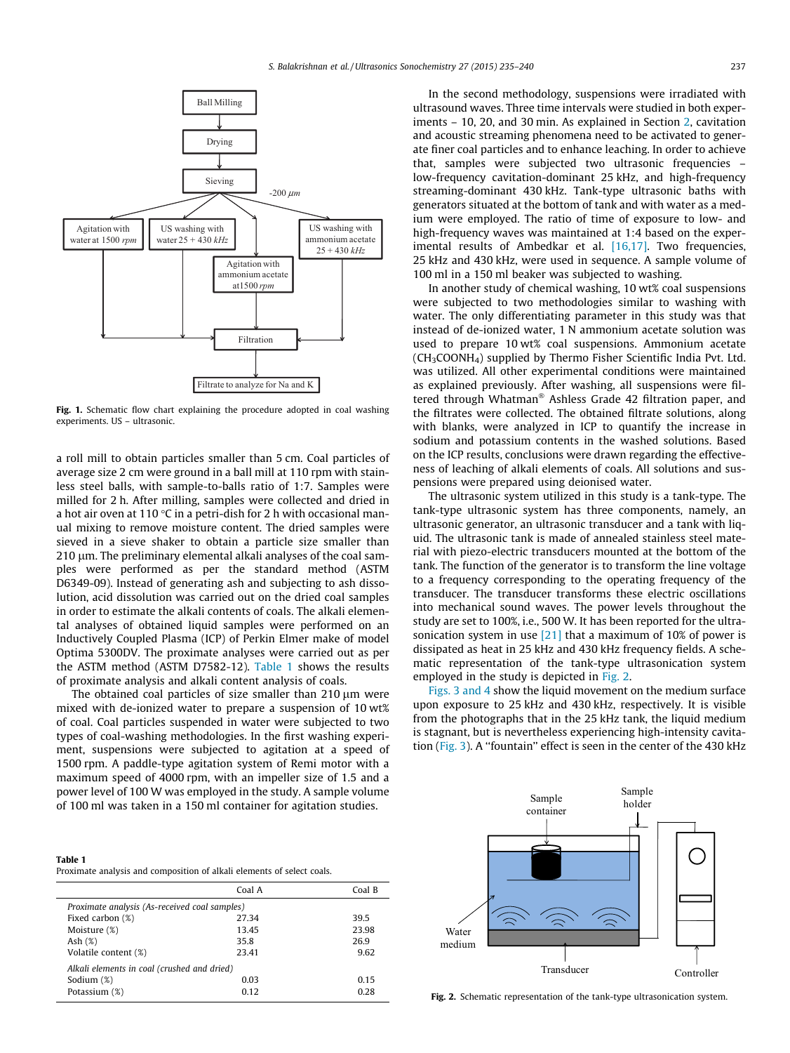Fig. 1. Schematic flow chart explaining the procedure adopted in coal washing experiments. US – ultrasonic.

a roll mill to obtain particles smaller than 5 cm. Coal particles of average size 2 cm were ground in a ball mill at 110 rpm with stainless steel balls, with sample-to-balls ratio of 1:7. Samples were milled for 2 h. After milling, samples were collected and dried in a hot air oven at 110 °C in a petri-dish for 2 h with occasional manual mixing to remove moisture content. The dried samples were sieved in a sieve shaker to obtain a particle size smaller than 210 μm. The preliminary elemental alkali analyses of the coal samples were performed as per the standard method (ASTM D6349-09). Instead of generating ash and subjecting to ash dissolution, acid dissolution was carried out on the dried coal samples in order to estimate the alkali contents of coals. The alkali elemental analyses of obtained liquid samples were performed on an Inductively Coupled Plasma (ICP) of Perkin Elmer make of model Optima 5300DV. The proximate analyses were carried out as per the ASTM method (ASTM D7582-12). Table 1 shows the results of proximate analysis and alkali content analysis of coals.

The obtained coal particles of size smaller than 210 μm were mixed with de-ionized water to prepare a suspension of 10 wt% of coal. Coal particles suspended in water were subjected to two types of coal-washing methodologies. In the first washing experiment, suspensions were subjected to agitation at a speed of 1500 rpm. A paddle-type agitation system of Remi motor with a maximum speed of 4000 rpm, with an impeller size of 1.5 and a power level of 100 W was employed in the study. A sample volume of 100 ml was taken in a 150 ml container for agitation studies.

**Table 1**
Proximate analysis and composition of alkali elements of select coals.

| | Coal A | Coal B |
|---|---|---|
| *Proximate analysis (As-received coal samples)* | | |
| Fixed carbon (%) | 27.34 | 39.5 |
| Moisture (%) | 13.45 | 23.98 |
| Ash (%) | 35.8 | 26.9 |
| Volatile content (%) | 23.41 | 9.62 |
| *Alkali elements in coal (crushed and dried)* | | |
| Sodium (%) | 0.03 | 0.15 |
| Potassium (%) | 0.12 | 0.28 |

In the second methodology, suspensions were irradiated with ultrasound waves. Three time intervals were studied in both experiments – 10, 20, and 30 min. As explained in Section 2, cavitation and acoustic streaming phenomena need to be activated to generate finer coal particles and to enhance leaching. In order to achieve that, samples were subjected two ultrasonic frequencies – low-frequency cavitation-dominant 25 kHz, and high-frequency streaming-dominant 430 kHz. Tank-type ultrasonic baths with generators situated at the bottom of tank and with water as a medium were employed. The ratio of time of exposure to low- and high-frequency waves was maintained at 1:4 based on the experimental results of Ambedkar et al. [16,17]. Two frequencies, 25 kHz and 430 kHz, were used in sequence. A sample volume of 100 ml in a 150 ml beaker was subjected to washing.

In another study of chemical washing, 10 wt% coal suspensions were subjected to two methodologies similar to washing with water. The only differentiating parameter in this study was that instead of de-ionized water, 1 N ammonium acetate solution was used to prepare 10 wt% coal suspensions. Ammonium acetate ($CH_3COONH_4$) supplied by Thermo Fisher Scientific India Pvt. Ltd. was utilized. All other experimental conditions were maintained as explained previously. After washing, all suspensions were filtered through Whatman® Ashless Grade 42 filtration paper, and the filtrates were collected. The obtained filtrate solutions, along with blanks, were analyzed in ICP to quantify the increase in sodium and potassium contents in the washed solutions. Based on the ICP results, conclusions were drawn regarding the effectiveness of leaching of alkali elements of coals. All solutions and suspensions were prepared using deionised water.

The ultrasonic system utilized in this study is a tank-type. The tank-type ultrasonic system has three components, namely, an ultrasonic generator, an ultrasonic transducer and a tank with liquid. The ultrasonic tank is made of annealed stainless steel material with piezo-electric transducers mounted at the bottom of the tank. The function of the generator is to transform the line voltage to a frequency corresponding to the operating frequency of the transducer. The transducer transforms these electric oscillations into mechanical sound waves. The power levels throughout the study are set to 100%, i.e., 500 W. It has been reported for the ultrasonication system in use [21] that a maximum of 10% of power is dissipated as heat in 25 kHz and 430 kHz frequency fields. A schematic representation of the tank-type ultrasonication system employed in the study is depicted in Fig. 2.

Figs. 3 and 4 show the liquid movement on the medium surface upon exposure to 25 kHz and 430 kHz, respectively. It is visible from the photographs that in the 25 kHz tank, the liquid medium is stagnant, but is nevertheless experiencing high-intensity cavitation (Fig. 3). A "fountain" effect is seen in the center of the 430 kHz

Fig. 2. Schematic representation of the tank-type ultrasonication system.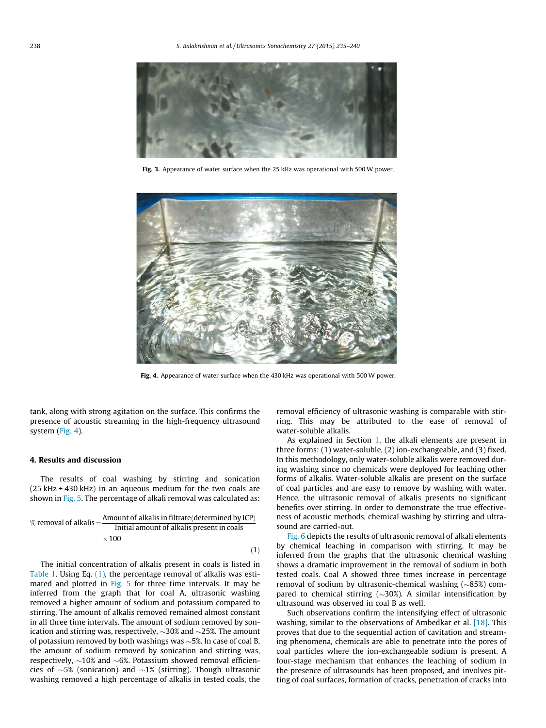Fig. 3. Appearance of water surface when the 25 kHz was operational with 500 W power.

Fig. 4. Appearance of water surface when the 430 kHz was operational with 500 W power.

tank, along with strong agitation on the surface. This confirms the presence of acoustic streaming in the high-frequency ultrasound system (Fig. 4).

## 4. Results and discussion

The results of coal washing by stirring and sonication (25 kHz + 430 kHz) in an aqueous medium for the two coals are shown in Fig. 5. The percentage of alkali removal was calculated as:

$$\%\text{ removal of alkalis} = \frac{\text{Amount of alkalis in filtrate(determined by ICP)}}{\text{Initial amount of alkalis present in coals}} \times 100 \tag{1}$$

The initial concentration of alkalis present in coals is listed in Table 1. Using Eq. (1), the percentage removal of alkalis was estimated and plotted in Fig. 5 for three time intervals. It may be inferred from the graph that for coal A, ultrasonic washing removed a higher amount of sodium and potassium compared to stirring. The amount of alkalis removed remained almost constant in all three time intervals. The amount of sodium removed by sonication and stirring was, respectively, ~30% and ~25%. The amount of potassium removed by both washings was ~5%. In case of coal B, the amount of sodium removed by sonication and stirring was, respectively, ~10% and ~6%. Potassium showed removal efficiencies of ~5% (sonication) and ~1% (stirring). Though ultrasonic washing removed a high percentage of alkalis in tested coals, the removal efficiency of ultrasonic washing is comparable with stirring. This may be attributed to the ease of removal of water-soluble alkalis.

As explained in Section 1, the alkali elements are present in three forms: (1) water-soluble, (2) ion-exchangeable, and (3) fixed. In this methodology, only water-soluble alkalis were removed during washing since no chemicals were deployed for leaching other forms of alkalis. Water-soluble alkalis are present on the surface of coal particles and are easy to remove by washing with water. Hence, the ultrasonic removal of alkalis presents no significant benefits over stirring. In order to demonstrate the true effectiveness of acoustic methods, chemical washing by stirring and ultrasound are carried-out.

Fig. 6 depicts the results of ultrasonic removal of alkali elements by chemical leaching in comparison with stirring. It may be inferred from the graphs that the ultrasonic chemical washing shows a dramatic improvement in the removal of sodium in both tested coals. Coal A showed three times increase in percentage removal of sodium by ultrasonic-chemical washing (~85%) compared to chemical stirring (~30%). A similar intensification by ultrasound was observed in coal B as well.

Such observations confirm the intensifying effect of ultrasonic washing, similar to the observations of Ambedkar et al. [18]. This proves that due to the sequential action of cavitation and streaming phenomena, chemicals are able to penetrate into the pores of coal particles where the ion-exchangeable sodium is present. A four-stage mechanism that enhances the leaching of sodium in the presence of ultrasounds has been proposed, and involves pitting of coal surfaces, formation of cracks, penetration of cracks into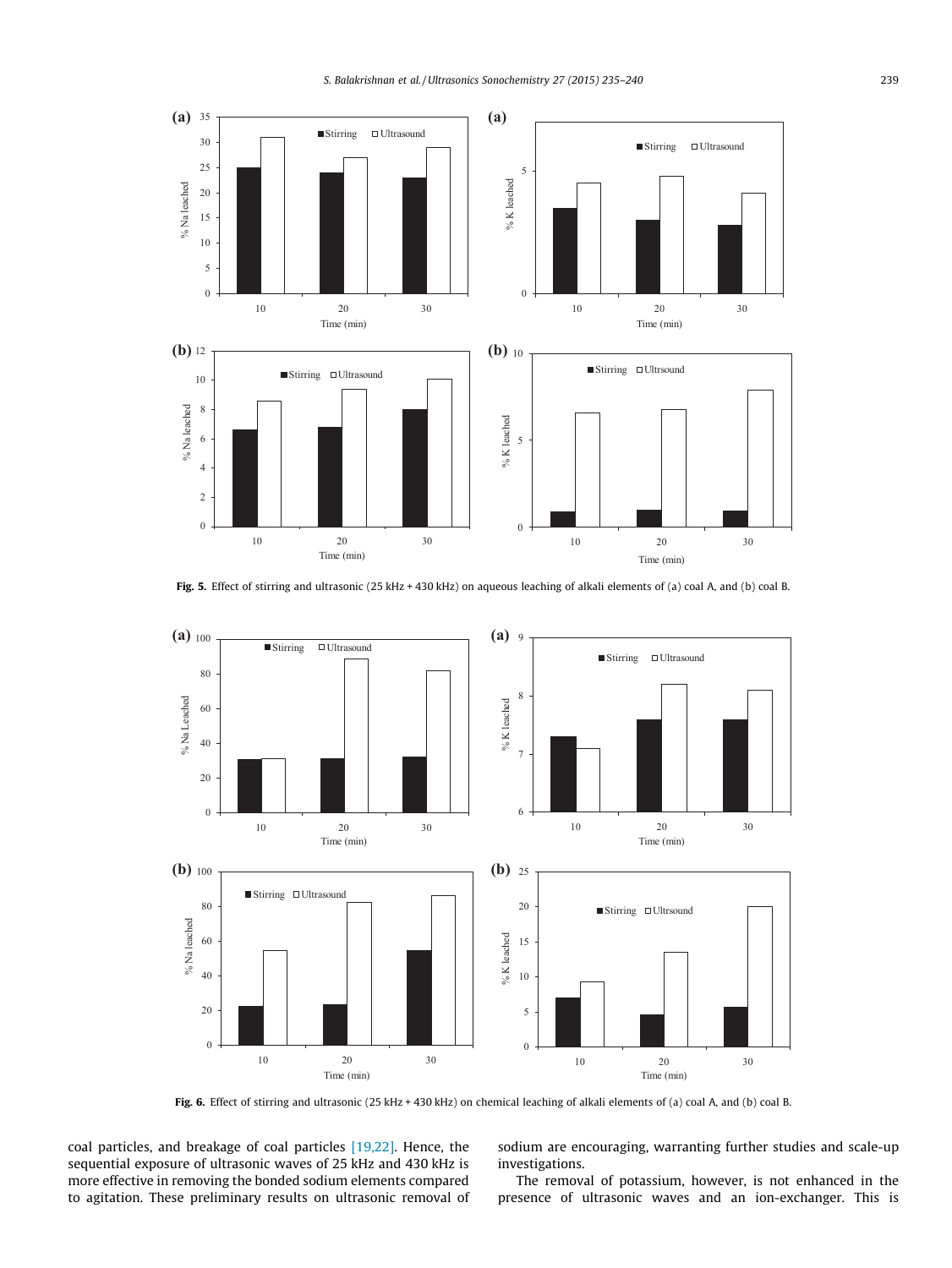Fig. 5. Effect of stirring and ultrasonic (25 kHz + 430 kHz) on aqueous leaching of alkali elements of (a) coal A, and (b) coal B.

Fig. 6. Effect of stirring and ultrasonic (25 kHz + 430 kHz) on chemical leaching of alkali elements of (a) coal A, and (b) coal B.

coal particles, and breakage of coal particles [19,22]. Hence, the sequential exposure of ultrasonic waves of 25 kHz and 430 kHz is more effective in removing the bonded sodium elements compared to agitation. These preliminary results on ultrasonic removal of sodium are encouraging, warranting further studies and scale-up investigations.

The removal of potassium, however, is not enhanced in the presence of ultrasonic waves and an ion-exchanger. This is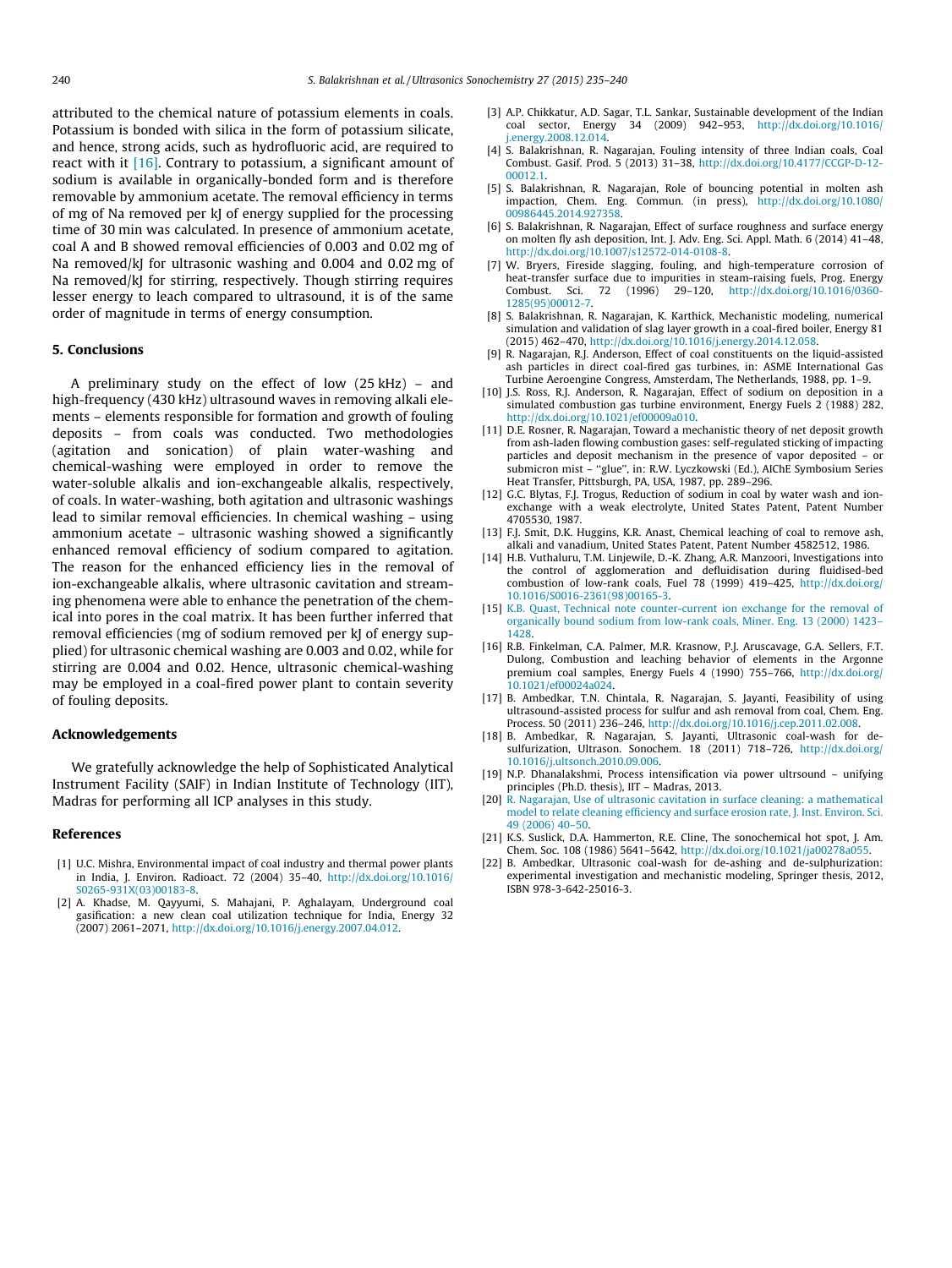attributed to the chemical nature of potassium elements in coals. Potassium is bonded with silica in the form of potassium silicate, and hence, strong acids, such as hydrofluoric acid, are required to react with it [16]. Contrary to potassium, a significant amount of sodium is available in organically-bonded form and is therefore removable by ammonium acetate. The removal efficiency in terms of mg of Na removed per kJ of energy supplied for the processing time of 30 min was calculated. In presence of ammonium acetate, coal A and B showed removal efficiencies of 0.003 and 0.02 mg of Na removed/kJ for ultrasonic washing and 0.004 and 0.02 mg of Na removed/kJ for stirring, respectively. Though stirring requires lesser energy to leach compared to ultrasound, it is of the same order of magnitude in terms of energy consumption.

## 5. Conclusions

A preliminary study on the effect of low (25 kHz) – and high-frequency (430 kHz) ultrasound waves in removing alkali elements – elements responsible for formation and growth of fouling deposits – from coals was conducted. Two methodologies (agitation and sonication) of plain water-washing and chemical-washing were employed in order to remove the water-soluble alkalis and ion-exchangeable alkalis, respectively, of coals. In water-washing, both agitation and ultrasonic washings lead to similar removal efficiencies. In chemical washing – using ammonium acetate – ultrasonic washing showed a significantly enhanced removal efficiency of sodium compared to agitation. The reason for the enhanced efficiency lies in the removal of ion-exchangeable alkalis, where ultrasonic cavitation and streaming phenomena were able to enhance the penetration of the chemical into pores in the coal matrix. It has been further inferred that removal efficiencies (mg of sodium removed per kJ of energy supplied) for ultrasonic chemical washing are 0.003 and 0.02, while for stirring are 0.004 and 0.02. Hence, ultrasonic chemical-washing may be employed in a coal-fired power plant to contain severity of fouling deposits.

## Acknowledgements

We gratefully acknowledge the help of Sophisticated Analytical Instrument Facility (SAIF) in Indian Institute of Technology (IIT), Madras for performing all ICP analyses in this study.

## References

[1] U.C. Mishra, Environmental impact of coal industry and thermal power plants in India, J. Environ. Radioact. 72 (2004) 35–40, http://dx.doi.org/10.1016/S0265-931X(03)00183-8.

[2] A. Khadse, M. Qayyumi, S. Mahajani, P. Aghalayam, Underground coal gasification: a new clean coal utilization technique for India, Energy 32 (2007) 2061–2071, http://dx.doi.org/10.1016/j.energy.2007.04.012.

[3] A.P. Chikkatur, A.D. Sagar, T.L. Sankar, Sustainable development of the Indian coal sector, Energy 34 (2009) 942–953, http://dx.doi.org/10.1016/j.energy.2008.12.014.

[4] S. Balakrishnan, R. Nagarajan, Fouling intensity of three Indian coals, Coal Combust. Gasif. Prod. 5 (2013) 31–38, http://dx.doi.org/10.4177/CCGP-D-12-00012.1.

[5] S. Balakrishnan, R. Nagarajan, Role of bouncing potential in molten ash impaction, Chem. Eng. Commun. (in press), http://dx.doi.org/10.1080/00986445.2014.927358.

[6] S. Balakrishnan, R. Nagarajan, Effect of surface roughness and surface energy on molten fly ash deposition, Int. J. Adv. Eng. Sci. Appl. Math. 6 (2014) 41–48, http://dx.doi.org/10.1007/s12572-014-0108-8.

[7] W. Bryers, Fireside slagging, fouling, and high-temperature corrosion of heat-transfer surface due to impurities in steam-raising fuels, Prog. Energy Combust. Sci. 72 (1996) 29–120, http://dx.doi.org/10.1016/0360-1285(95)00012-7.

[8] S. Balakrishnan, R. Nagarajan, K. Karthick, Mechanistic modeling, numerical simulation and validation of slag layer growth in a coal-fired boiler, Energy 81 (2015) 462–470, http://dx.doi.org/10.1016/j.energy.2014.12.058.

[9] R. Nagarajan, R.J. Anderson, Effect of coal constituents on the liquid-assisted ash particles in direct coal-fired gas turbines, in: ASME International Gas Turbine Aeroengine Congress, Amsterdam, The Netherlands, 1988, pp. 1–9.

[10] J.S. Ross, R.J. Anderson, R. Nagarajan, Effect of sodium on deposition in a simulated combustion gas turbine environment, Energy Fuels 2 (1988) 282, http://dx.doi.org/10.1021/ef00009a010.

[11] D.E. Rosner, R. Nagarajan, Toward a mechanistic theory of net deposit growth from ash-laden flowing combustion gases: self-regulated sticking of impacting particles and deposit mechanism in the presence of vapor deposited – or submicron mist – "glue", in: R.W. Lyczkowski (Ed.), AIChE Symbosium Series Heat Transfer, Pittsburgh, PA, USA, 1987, pp. 289–296.

[12] G.C. Blytas, F.J. Trogus, Reduction of sodium in coal by water wash and ion-exchange with a weak electrolyte, United States Patent, Patent Number 4705530, 1987.

[13] F.J. Smit, D.K. Huggins, K.R. Anast, Chemical leaching of coal to remove ash, alkali and vanadium, United States Patent, Patent Number 4582512, 1986.

[14] H.B. Vuthaluru, T.M. Linjewile, D.-K. Zhang, A.R. Manzoori, Investigations into the control of agglomeration and defluidisation during fluidised-bed combustion of low-rank coals, Fuel 78 (1999) 419–425, http://dx.doi.org/10.1016/S0016-2361(98)00165-3.

[15] K.B. Quast, Technical note counter-current ion exchange for the removal of organically bound sodium from low-rank coals, Miner. Eng. 13 (2000) 1423–1428.

[16] R.B. Finkelman, C.A. Palmer, M.R. Krasnow, P.J. Aruscavage, G.A. Sellers, F.T. Dulong, Combustion and leaching behavior of elements in the Argonne premium coal samples, Energy Fuels 4 (1990) 755–766, http://dx.doi.org/10.1021/ef00024a024.

[17] B. Ambedkar, T.N. Chintala, R. Nagarajan, S. Jayanti, Feasibility of using ultrasound-assisted process for sulfur and ash removal from coal, Chem. Eng. Process. 50 (2011) 236–246, http://dx.doi.org/10.1016/j.cep.2011.02.008.

[18] B. Ambedkar, R. Nagarajan, S. Jayanti, Ultrasonic coal-wash for de-sulfurization, Ultrason. Sonochem. 18 (2011) 718–726, http://dx.doi.org/10.1016/j.ultsonch.2010.09.006.

[19] N.P. Dhanalakshmi, Process intensification via power ultrsound – unifying principles (Ph.D. thesis), IIT – Madras, 2013.

[20] R. Nagarajan, Use of ultrasonic cavitation in surface cleaning: a mathematical model to relate cleaning efficiency and surface erosion rate, J. Inst. Environ. Sci. 49 (2006) 40–50.

[21] K.S. Suslick, D.A. Hammerton, R.E. Cline, The sonochemical hot spot, J. Am. Chem. Soc. 108 (1986) 5641–5642, http://dx.doi.org/10.1021/ja00278a055.

[22] B. Ambedkar, Ultrasonic coal-wash for de-ashing and de-sulphurization: experimental investigation and mechanistic modeling, Springer thesis, 2012, ISBN 978-3-642-25016-3.